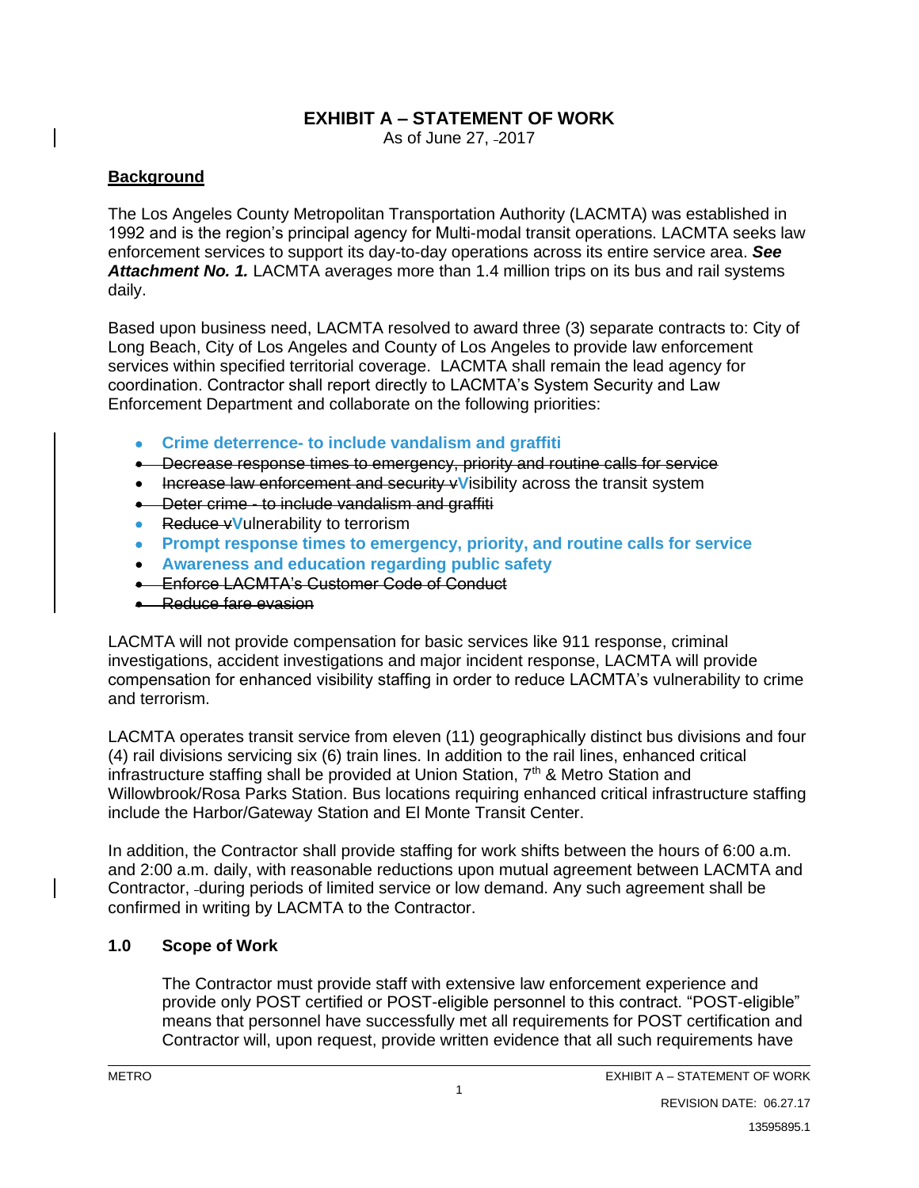# EXHIBIT A – STATEMENT OF WORK

As of June 27, 2017

## Background

The Los Angeles County Metropolitan Transportation Authority (LACMTA) was established in 1992 and is the region's principal agency for Multi-modal transit operations. LACMTA seeks law enforcement services to support its day-to-day operations across its entire service area. ***See Attachment No. 1.*** LACMTA averages more than 1.4 million trips on its bus and rail systems daily.

Based upon business need, LACMTA resolved to award three (3) separate contracts to: City of Long Beach, City of Los Angeles and County of Los Angeles to provide law enforcement services within specified territorial coverage. LACMTA shall remain the lead agency for coordination. Contractor shall report directly to LACMTA's System Security and Law Enforcement Department and collaborate on the following priorities:

- **Crime deterrence- to include vandalism and graffiti**
- ~~Decrease response times to emergency, priority and routine calls for service~~
- ~~Increase law enforcement and security v~~**V**isibility across the transit system
- ~~Deter crime - to include vandalism and graffiti~~
- ~~Reduce v~~**V**ulnerability to terrorism
- **Prompt response times to emergency, priority, and routine calls for service**
- **Awareness and education regarding public safety**
- ~~Enforce LACMTA's Customer Code of Conduct~~
- ~~Reduce fare evasion~~

LACMTA will not provide compensation for basic services like 911 response, criminal investigations, accident investigations and major incident response, LACMTA will provide compensation for enhanced visibility staffing in order to reduce LACMTA's vulnerability to crime and terrorism.

LACMTA operates transit service from eleven (11) geographically distinct bus divisions and four (4) rail divisions servicing six (6) train lines. In addition to the rail lines, enhanced critical infrastructure staffing shall be provided at Union Station, 7th & Metro Station and Willowbrook/Rosa Parks Station. Bus locations requiring enhanced critical infrastructure staffing include the Harbor/Gateway Station and El Monte Transit Center.

In addition, the Contractor shall provide staffing for work shifts between the hours of 6:00 a.m. and 2:00 a.m. daily, with reasonable reductions upon mutual agreement between LACMTA and Contractor, during periods of limited service or low demand. Any such agreement shall be confirmed in writing by LACMTA to the Contractor.

### 1.0 Scope of Work

The Contractor must provide staff with extensive law enforcement experience and provide only POST certified or POST-eligible personnel to this contract. "POST-eligible" means that personnel have successfully met all requirements for POST certification and Contractor will, upon request, provide written evidence that all such requirements have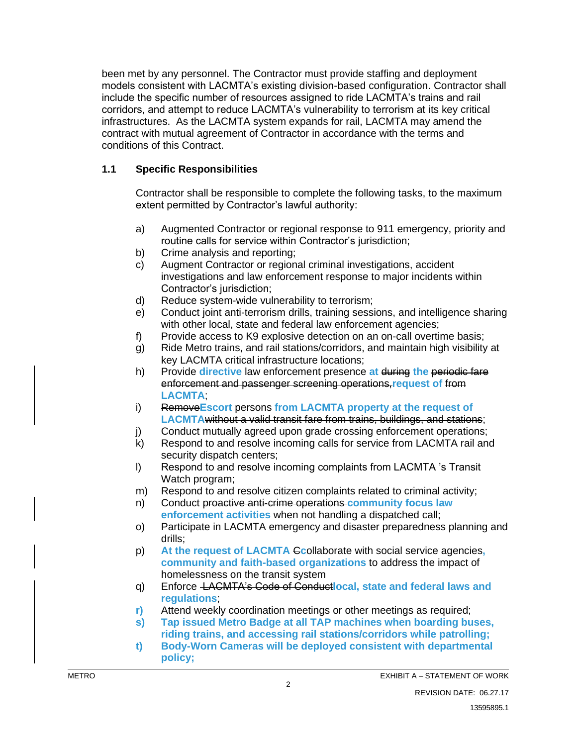been met by any personnel. The Contractor must provide staffing and deployment models consistent with LACMTA's existing division-based configuration. Contractor shall include the specific number of resources assigned to ride LACMTA's trains and rail corridors, and attempt to reduce LACMTA's vulnerability to terrorism at its key critical infrastructures. As the LACMTA system expands for rail, LACMTA may amend the contract with mutual agreement of Contractor in accordance with the terms and conditions of this Contract.

### 1.1 Specific Responsibilities

Contractor shall be responsible to complete the following tasks, to the maximum extent permitted by Contractor's lawful authority:

a) Augmented Contractor or regional response to 911 emergency, priority and routine calls for service within Contractor's jurisdiction;
b) Crime analysis and reporting;
c) Augment Contractor or regional criminal investigations, accident investigations and law enforcement response to major incidents within Contractor's jurisdiction;
d) Reduce system-wide vulnerability to terrorism;
e) Conduct joint anti-terrorism drills, training sessions, and intelligence sharing with other local, state and federal law enforcement agencies;
f) Provide access to K9 explosive detection on an on-call overtime basis;
g) Ride Metro trains, and rail stations/corridors, and maintain high visibility at key LACMTA critical infrastructure locations;
h) Provide **directive** law enforcement presence **at** ~~during~~ **the** ~~periodic fare enforcement and passenger screening operations,~~**request of** ~~from~~ **LACMTA**;
i) ~~Remove~~**Escort** persons **from LACMTA property at the request of LACMTA**~~without a valid transit fare from trains, buildings, and stations~~;
j) Conduct mutually agreed upon grade crossing enforcement operations;
k) Respond to and resolve incoming calls for service from LACMTA rail and security dispatch centers;
l) Respond to and resolve incoming complaints from LACMTA 's Transit Watch program;
m) Respond to and resolve citizen complaints related to criminal activity;
n) Conduct ~~proactive anti-crime operations~~ **community focus law enforcement activities** when not handling a dispatched call;
o) Participate in LACMTA emergency and disaster preparedness planning and drills;
p) **At the request of LACMTA** ~~C~~**c**ollaborate with social service agencies**, community and faith-based organizations** to address the impact of homelessness on the transit system
q) Enforce ~~LACMTA's Code of Conduct~~**local, state and federal laws and regulations**;
**r)** Attend weekly coordination meetings or other meetings as required;
**s) Tap issued Metro Badge at all TAP machines when boarding buses, riding trains, and accessing rail stations/corridors while patrolling;**
**t) Body-Worn Cameras will be deployed consistent with departmental policy;**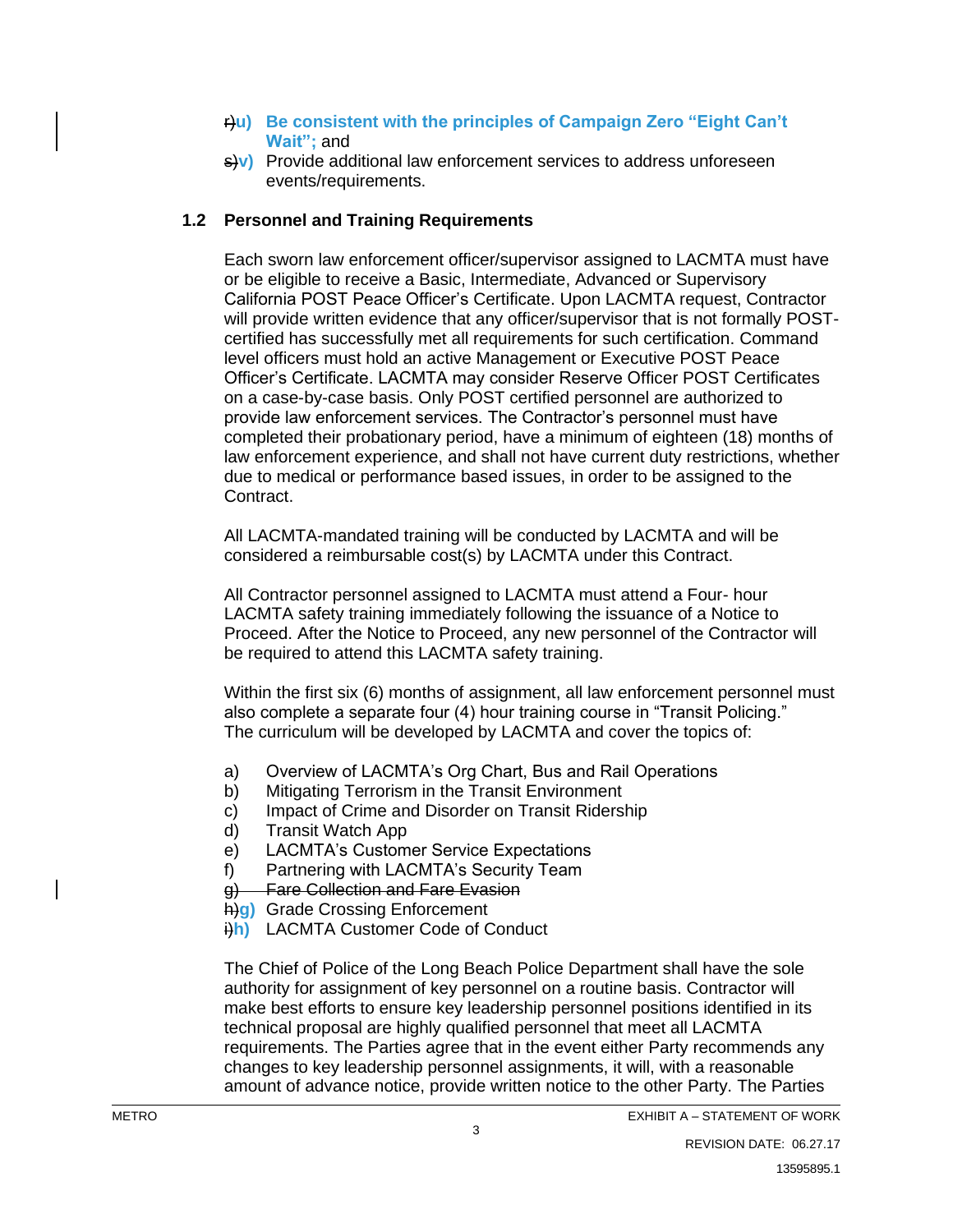~~r)~~**u)** **Be consistent with the principles of Campaign Zero "Eight Can't Wait";** and

~~s)~~**v)** Provide additional law enforcement services to address unforeseen events/requirements.

### 1.2 Personnel and Training Requirements

Each sworn law enforcement officer/supervisor assigned to LACMTA must have or be eligible to receive a Basic, Intermediate, Advanced or Supervisory California POST Peace Officer's Certificate. Upon LACMTA request, Contractor will provide written evidence that any officer/supervisor that is not formally POST-certified has successfully met all requirements for such certification. Command level officers must hold an active Management or Executive POST Peace Officer's Certificate. LACMTA may consider Reserve Officer POST Certificates on a case-by-case basis. Only POST certified personnel are authorized to provide law enforcement services. The Contractor's personnel must have completed their probationary period, have a minimum of eighteen (18) months of law enforcement experience, and shall not have current duty restrictions, whether due to medical or performance based issues, in order to be assigned to the Contract.

All LACMTA-mandated training will be conducted by LACMTA and will be considered a reimbursable cost(s) by LACMTA under this Contract.

All Contractor personnel assigned to LACMTA must attend a Four- hour LACMTA safety training immediately following the issuance of a Notice to Proceed. After the Notice to Proceed, any new personnel of the Contractor will be required to attend this LACMTA safety training.

Within the first six (6) months of assignment, all law enforcement personnel must also complete a separate four (4) hour training course in "Transit Policing." The curriculum will be developed by LACMTA and cover the topics of:

a) Overview of LACMTA's Org Chart, Bus and Rail Operations
b) Mitigating Terrorism in the Transit Environment
c) Impact of Crime and Disorder on Transit Ridership
d) Transit Watch App
e) LACMTA's Customer Service Expectations
f) Partnering with LACMTA's Security Team
~~g) Fare Collection and Fare Evasion~~
~~h)~~**g)** Grade Crossing Enforcement
~~i)~~**h)** LACMTA Customer Code of Conduct

The Chief of Police of the Long Beach Police Department shall have the sole authority for assignment of key personnel on a routine basis. Contractor will make best efforts to ensure key leadership personnel positions identified in its technical proposal are highly qualified personnel that meet all LACMTA requirements. The Parties agree that in the event either Party recommends any changes to key leadership personnel assignments, it will, with a reasonable amount of advance notice, provide written notice to the other Party. The Parties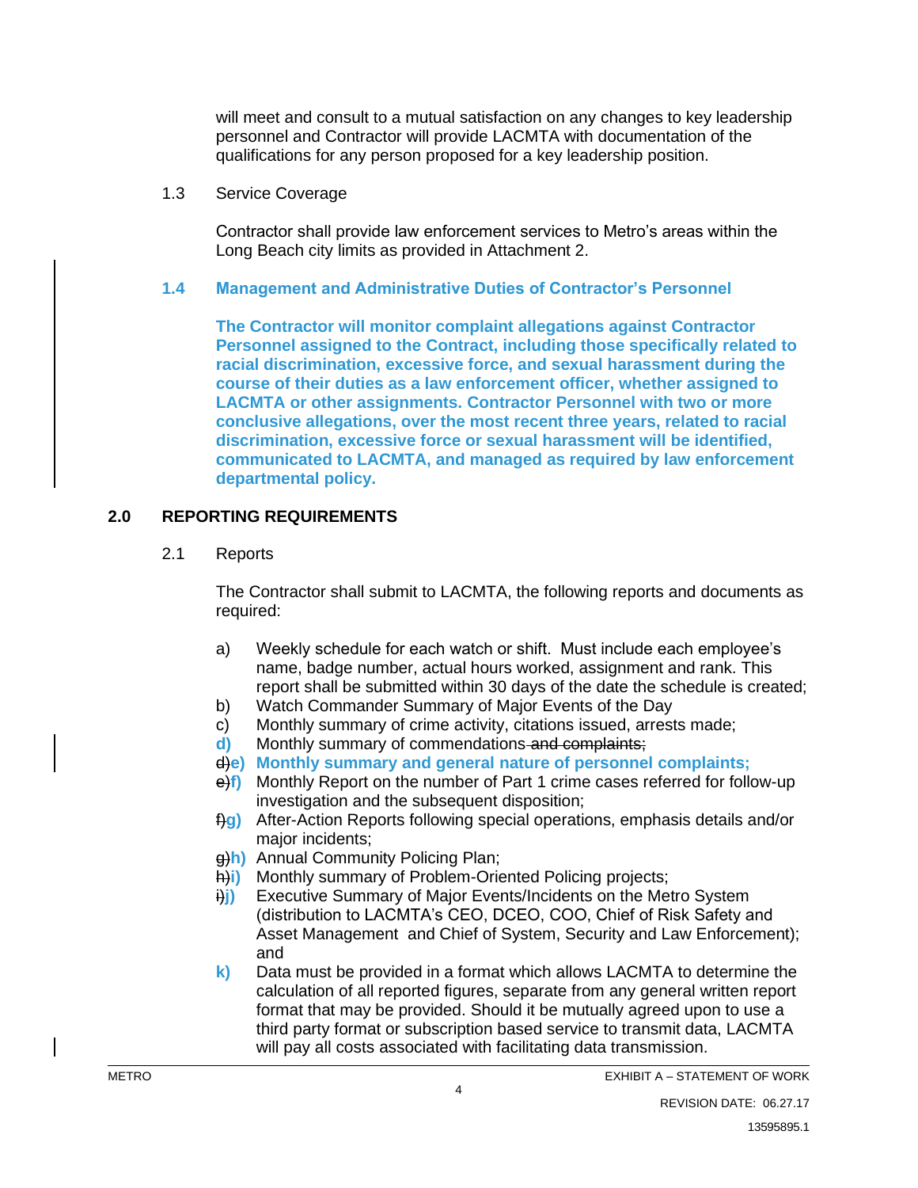will meet and consult to a mutual satisfaction on any changes to key leadership personnel and Contractor will provide LACMTA with documentation of the qualifications for any person proposed for a key leadership position.

1.3 Service Coverage

Contractor shall provide law enforcement services to Metro's areas within the Long Beach city limits as provided in Attachment 2.

**1.4 Management and Administrative Duties of Contractor's Personnel**

**The Contractor will monitor complaint allegations against Contractor Personnel assigned to the Contract, including those specifically related to racial discrimination, excessive force, and sexual harassment during the course of their duties as a law enforcement officer, whether assigned to LACMTA or other assignments. Contractor Personnel with two or more conclusive allegations, over the most recent three years, related to racial discrimination, excessive force or sexual harassment will be identified, communicated to LACMTA, and managed as required by law enforcement departmental policy.**

## 2.0 REPORTING REQUIREMENTS

2.1 Reports

The Contractor shall submit to LACMTA, the following reports and documents as required:

a) Weekly schedule for each watch or shift. Must include each employee's name, badge number, actual hours worked, assignment and rank. This report shall be submitted within 30 days of the date the schedule is created;

b) Watch Commander Summary of Major Events of the Day

c) Monthly summary of crime activity, citations issued, arrests made;

**d)** Monthly summary of commendations ~~and complaints;~~

~~d)~~**e) Monthly summary and general nature of personnel complaints;**

~~e)~~**f)** Monthly Report on the number of Part 1 crime cases referred for follow-up investigation and the subsequent disposition;

~~f)~~**g)** After-Action Reports following special operations, emphasis details and/or major incidents;

~~g)~~**h)** Annual Community Policing Plan;

~~h)~~**i)** Monthly summary of Problem-Oriented Policing projects;

~~i)~~**j)** Executive Summary of Major Events/Incidents on the Metro System (distribution to LACMTA's CEO, DCEO, COO, Chief of Risk Safety and Asset Management and Chief of System, Security and Law Enforcement); and

**k)** Data must be provided in a format which allows LACMTA to determine the calculation of all reported figures, separate from any general written report format that may be provided. Should it be mutually agreed upon to use a third party format or subscription based service to transmit data, LACMTA will pay all costs associated with facilitating data transmission.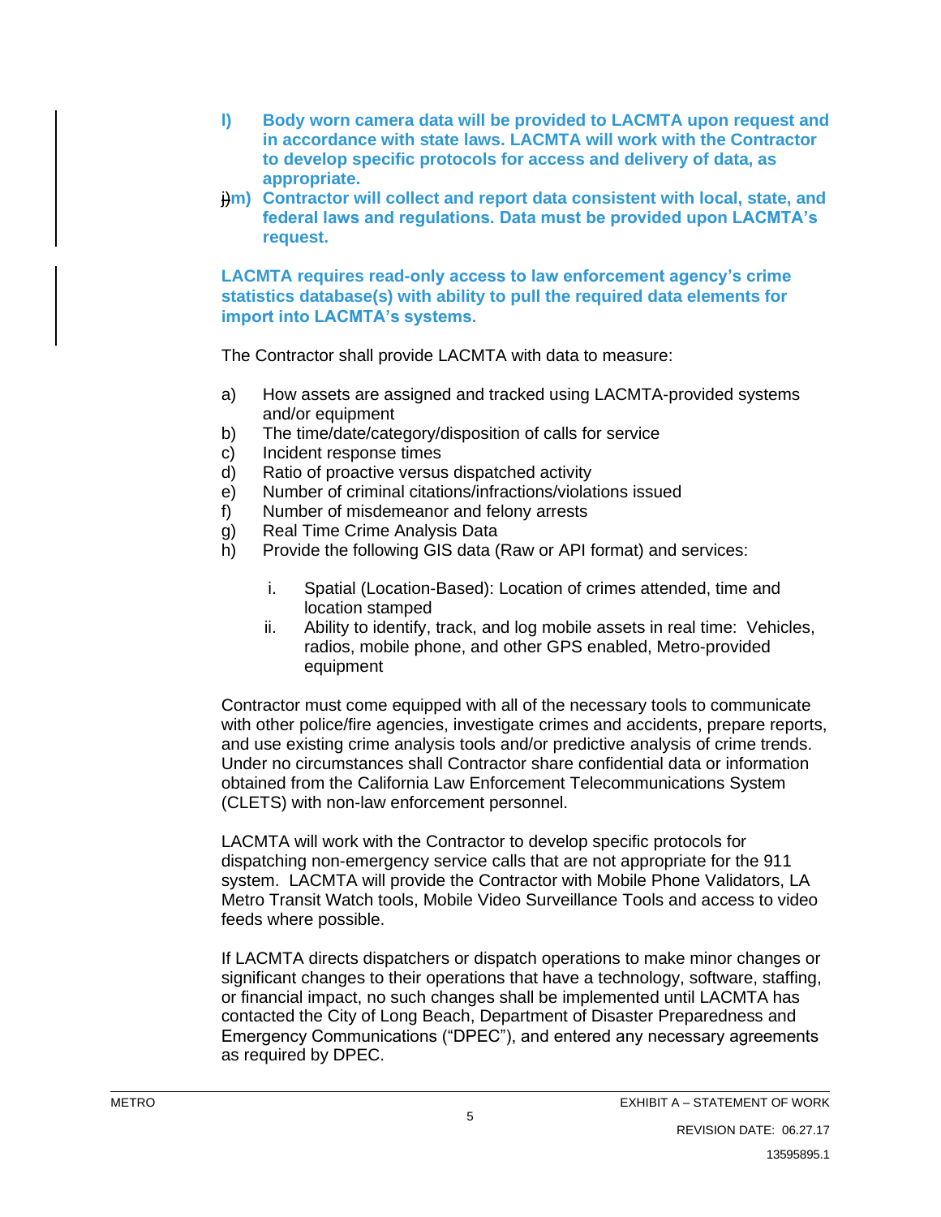**l) Body worn camera data will be provided to LACMTA upon request and in accordance with state laws. LACMTA will work with the Contractor to develop specific protocols for access and delivery of data, as appropriate.**

~~l)~~**m) Contractor will collect and report data consistent with local, state, and federal laws and regulations. Data must be provided upon LACMTA's request.**

**LACMTA requires read-only access to law enforcement agency's crime statistics database(s) with ability to pull the required data elements for import into LACMTA's systems.**

The Contractor shall provide LACMTA with data to measure:

a) How assets are assigned and tracked using LACMTA-provided systems and/or equipment
b) The time/date/category/disposition of calls for service
c) Incident response times
d) Ratio of proactive versus dispatched activity
e) Number of criminal citations/infractions/violations issued
f) Number of misdemeanor and felony arrests
g) Real Time Crime Analysis Data
h) Provide the following GIS data (Raw or API format) and services:

   i. Spatial (Location-Based): Location of crimes attended, time and location stamped
   ii. Ability to identify, track, and log mobile assets in real time: Vehicles, radios, mobile phone, and other GPS enabled, Metro-provided equipment

Contractor must come equipped with all of the necessary tools to communicate with other police/fire agencies, investigate crimes and accidents, prepare reports, and use existing crime analysis tools and/or predictive analysis of crime trends. Under no circumstances shall Contractor share confidential data or information obtained from the California Law Enforcement Telecommunications System (CLETS) with non-law enforcement personnel.

LACMTA will work with the Contractor to develop specific protocols for dispatching non-emergency service calls that are not appropriate for the 911 system. LACMTA will provide the Contractor with Mobile Phone Validators, LA Metro Transit Watch tools, Mobile Video Surveillance Tools and access to video feeds where possible.

If LACMTA directs dispatchers or dispatch operations to make minor changes or significant changes to their operations that have a technology, software, staffing, or financial impact, no such changes shall be implemented until LACMTA has contacted the City of Long Beach, Department of Disaster Preparedness and Emergency Communications ("DPEC"), and entered any necessary agreements as required by DPEC.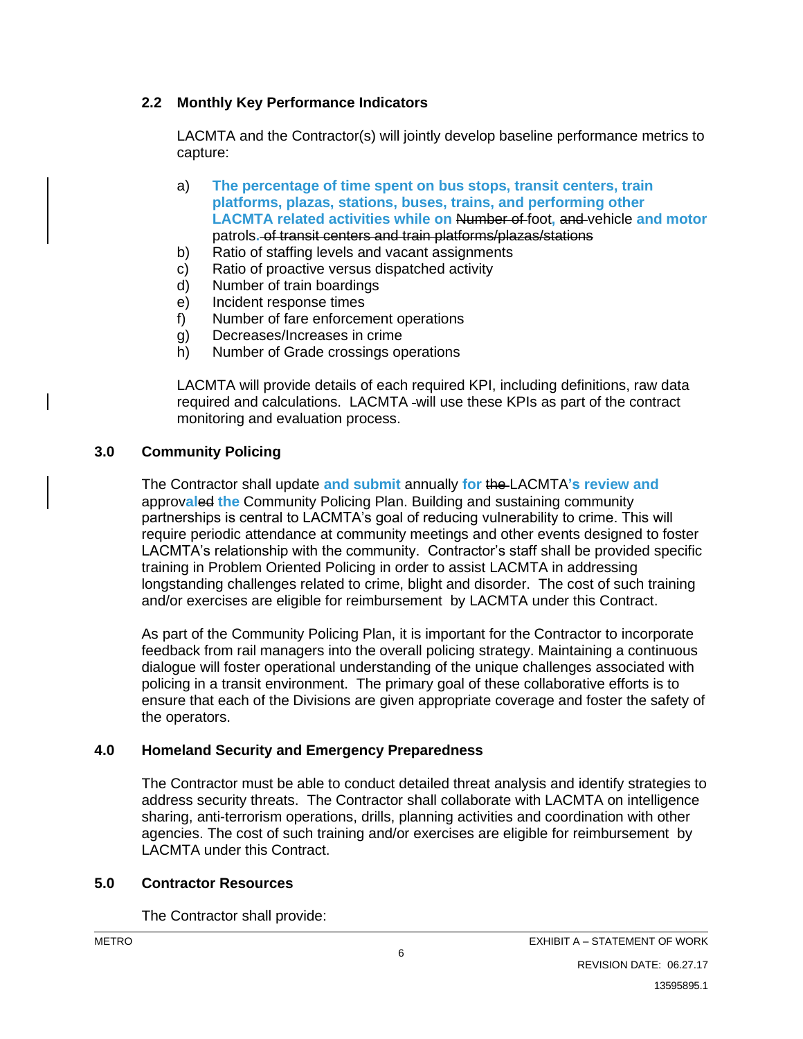### 2.2 Monthly Key Performance Indicators

LACMTA and the Contractor(s) will jointly develop baseline performance metrics to capture:

a) **The percentage of time spent on bus stops, transit centers, train platforms, plazas, stations, buses, trains, and performing other LACMTA related activities while on** ~~Number of~~ foot**,** ~~and~~ vehicle **and motor** patrols**.** ~~of transit centers and train platforms/plazas/stations~~

b) Ratio of staffing levels and vacant assignments

c) Ratio of proactive versus dispatched activity

d) Number of train boardings

e) Incident response times

f) Number of fare enforcement operations

g) Decreases/Increases in crime

h) Number of Grade crossings operations

LACMTA will provide details of each required KPI, including definitions, raw data required and calculations. LACMTA will use these KPIs as part of the contract monitoring and evaluation process.

## 3.0 Community Policing

The Contractor shall update **and submit** annually **for** ~~the~~ LACMTA**'s review and** approv**al**~~ed~~ **the** Community Policing Plan. Building and sustaining community partnerships is central to LACMTA's goal of reducing vulnerability to crime. This will require periodic attendance at community meetings and other events designed to foster LACMTA's relationship with the community. Contractor's staff shall be provided specific training in Problem Oriented Policing in order to assist LACMTA in addressing longstanding challenges related to crime, blight and disorder. The cost of such training and/or exercises are eligible for reimbursement by LACMTA under this Contract.

As part of the Community Policing Plan, it is important for the Contractor to incorporate feedback from rail managers into the overall policing strategy. Maintaining a continuous dialogue will foster operational understanding of the unique challenges associated with policing in a transit environment. The primary goal of these collaborative efforts is to ensure that each of the Divisions are given appropriate coverage and foster the safety of the operators.

## 4.0 Homeland Security and Emergency Preparedness

The Contractor must be able to conduct detailed threat analysis and identify strategies to address security threats. The Contractor shall collaborate with LACMTA on intelligence sharing, anti-terrorism operations, drills, planning activities and coordination with other agencies. The cost of such training and/or exercises are eligible for reimbursement by LACMTA under this Contract.

## 5.0 Contractor Resources

The Contractor shall provide: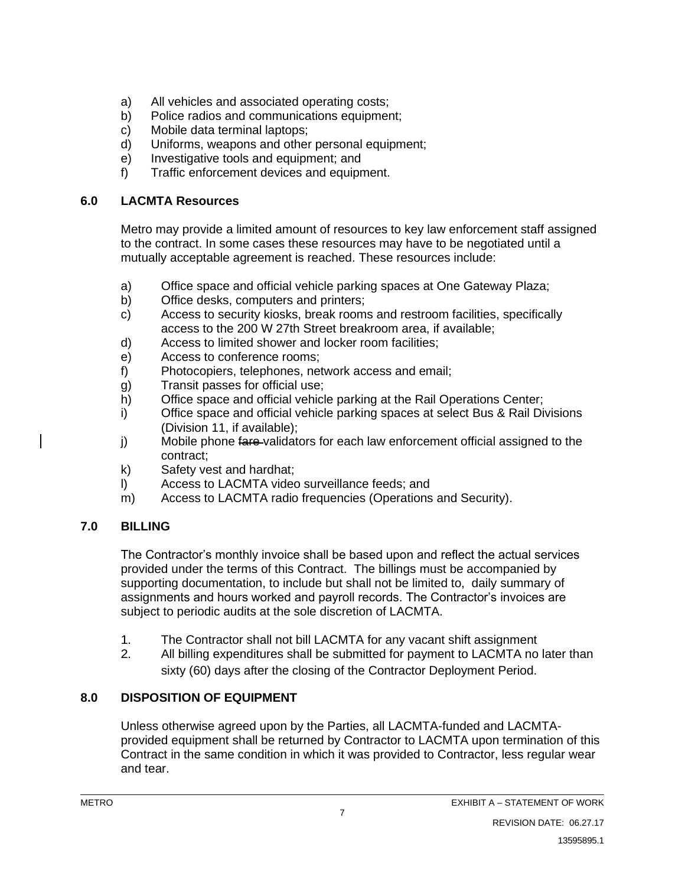a) All vehicles and associated operating costs;
b) Police radios and communications equipment;
c) Mobile data terminal laptops;
d) Uniforms, weapons and other personal equipment;
e) Investigative tools and equipment; and
f) Traffic enforcement devices and equipment.

## 6.0 LACMTA Resources

Metro may provide a limited amount of resources to key law enforcement staff assigned to the contract. In some cases these resources may have to be negotiated until a mutually acceptable agreement is reached. These resources include:

a) Office space and official vehicle parking spaces at One Gateway Plaza;
b) Office desks, computers and printers;
c) Access to security kiosks, break rooms and restroom facilities, specifically access to the 200 W 27th Street breakroom area, if available;
d) Access to limited shower and locker room facilities;
e) Access to conference rooms;
f) Photocopiers, telephones, network access and email;
g) Transit passes for official use;
h) Office space and official vehicle parking at the Rail Operations Center;
i) Office space and official vehicle parking spaces at select Bus & Rail Divisions (Division 11, if available);
j) Mobile phone ~~fare~~ validators for each law enforcement official assigned to the contract;
k) Safety vest and hardhat;
l) Access to LACMTA video surveillance feeds; and
m) Access to LACMTA radio frequencies (Operations and Security).

## 7.0 BILLING

The Contractor's monthly invoice shall be based upon and reflect the actual services provided under the terms of this Contract. The billings must be accompanied by supporting documentation, to include but shall not be limited to, daily summary of assignments and hours worked and payroll records. The Contractor's invoices are subject to periodic audits at the sole discretion of LACMTA.

1. The Contractor shall not bill LACMTA for any vacant shift assignment
2. All billing expenditures shall be submitted for payment to LACMTA no later than sixty (60) days after the closing of the Contractor Deployment Period.

## 8.0 DISPOSITION OF EQUIPMENT

Unless otherwise agreed upon by the Parties, all LACMTA-funded and LACMTA-provided equipment shall be returned by Contractor to LACMTA upon termination of this Contract in the same condition in which it was provided to Contractor, less regular wear and tear.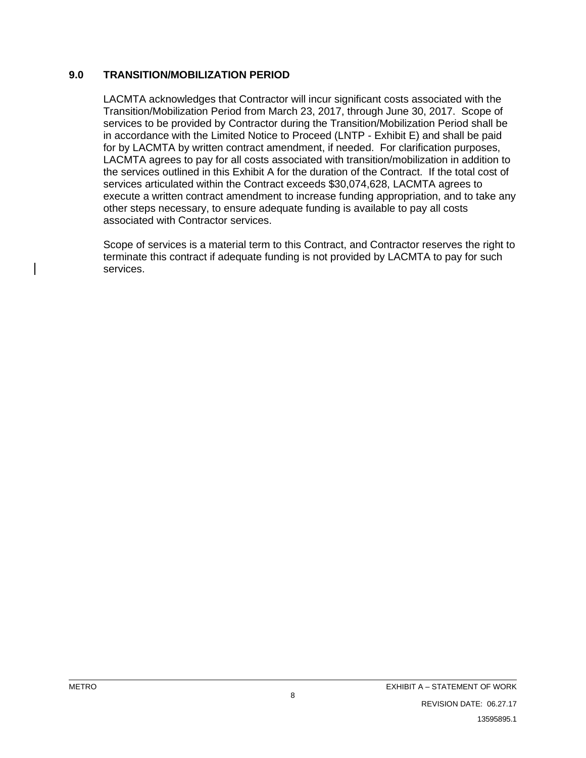## 9.0 TRANSITION/MOBILIZATION PERIOD

LACMTA acknowledges that Contractor will incur significant costs associated with the Transition/Mobilization Period from March 23, 2017, through June 30, 2017. Scope of services to be provided by Contractor during the Transition/Mobilization Period shall be in accordance with the Limited Notice to Proceed (LNTP - Exhibit E) and shall be paid for by LACMTA by written contract amendment, if needed. For clarification purposes, LACMTA agrees to pay for all costs associated with transition/mobilization in addition to the services outlined in this Exhibit A for the duration of the Contract. If the total cost of services articulated within the Contract exceeds $30,074,628, LACMTA agrees to execute a written contract amendment to increase funding appropriation, and to take any other steps necessary, to ensure adequate funding is available to pay all costs associated with Contractor services.

Scope of services is a material term to this Contract, and Contractor reserves the right to terminate this contract if adequate funding is not provided by LACMTA to pay for such services.